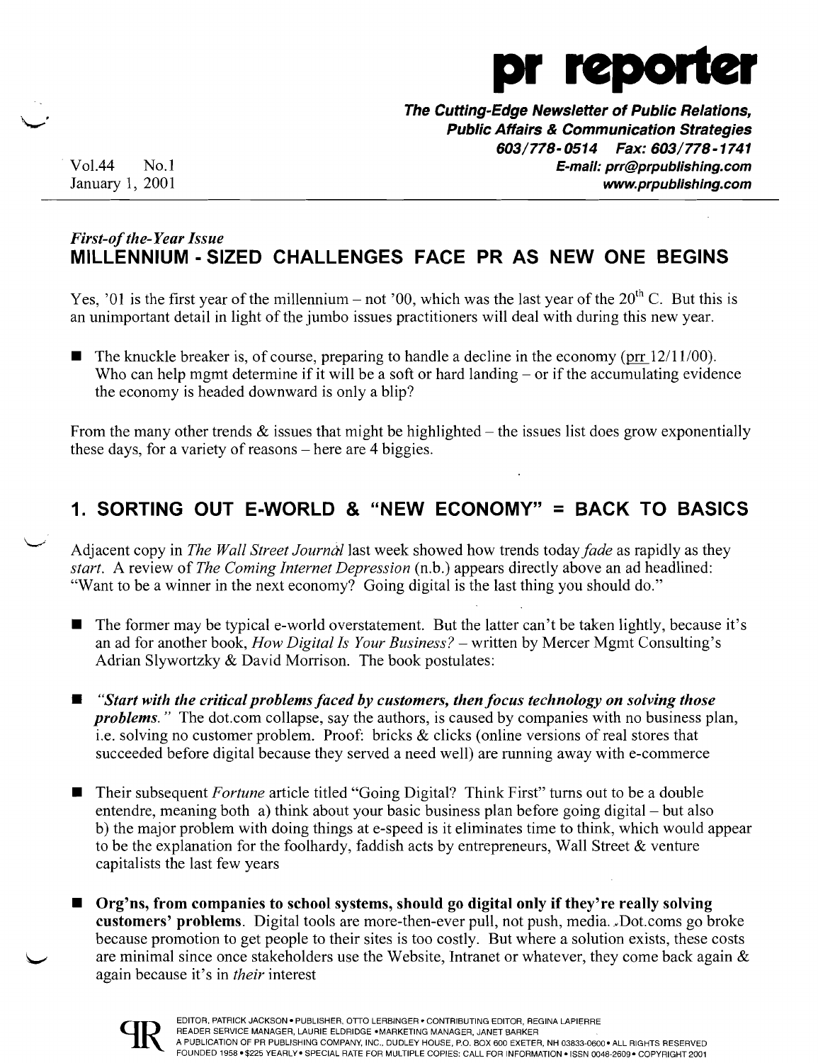# pr reporter

**The Cutting-Edge Newsletter of Public Relations, Public Affairs & Communication Strategies**
**603/778-0514 Fax: 603/778-1741**
**E-mail: prr@prpublishing.com**
**www.prpublishing.com**

Vol.44 No.1
January 1, 2001

*First-of the-Year Issue*

## MILLENNIUM - SIZED CHALLENGES FACE PR AS NEW ONE BEGINS

Yes, '01 is the first year of the millennium – not '00, which was the last year of the 20th C. But this is an unimportant detail in light of the jumbo issues practitioners will deal with during this new year.

- The knuckle breaker is, of course, preparing to handle a decline in the economy (prr 12/11/00). Who can help mgmt determine if it will be a soft or hard landing – or if the accumulating evidence the economy is headed downward is only a blip?

From the many other trends & issues that might be highlighted – the issues list does grow exponentially these days, for a variety of reasons – here are 4 biggies.

## 1. SORTING OUT E-WORLD & "NEW ECONOMY" = BACK TO BASICS

Adjacent copy in *The Wall Street Journal* last week showed how trends today *fade* as rapidly as they *start*. A review of *The Coming Internet Depression* (n.b.) appears directly above an ad headlined: "Want to be a winner in the next economy? Going digital is the last thing you should do."

- The former may be typical e-world overstatement. But the latter can't be taken lightly, because it's an ad for another book, *How Digital Is Your Business?* – written by Mercer Mgmt Consulting's Adrian Slywortzky & David Morrison. The book postulates:

- ***"Start with the critical problems faced by customers, then focus technology on solving those problems."*** The dot.com collapse, say the authors, is caused by companies with no business plan, i.e. solving no customer problem. Proof: bricks & clicks (online versions of real stores that succeeded before digital because they served a need well) are running away with e-commerce

- Their subsequent *Fortune* article titled "Going Digital? Think First" turns out to be a double entendre, meaning both a) think about your basic business plan before going digital – but also b) the major problem with doing things at e-speed is it eliminates time to think, which would appear to be the explanation for the foolhardy, faddish acts by entrepreneurs, Wall Street & venture capitalists the last few years

- **Org'ns, from companies to school systems, should go digital only if they're really solving customers' problems**. Digital tools are more-then-ever pull, not push, media. Dot.coms go broke because promotion to get people to their sites is too costly. But where a solution exists, these costs are minimal since once stakeholders use the Website, Intranet or whatever, they come back again & again because it's in *their* interest

EDITOR, PATRICK JACKSON • PUBLISHER, OTTO LERBINGER • CONTRIBUTING EDITOR, REGINA LAPIERRE
READER SERVICE MANAGER, LAURIE ELDRIDGE • MARKETING MANAGER, JANET BARKER
A PUBLICATION OF PR PUBLISHING COMPANY, INC., DUDLEY HOUSE, P.O. BOX 600 EXETER, NH 03833-0600 • ALL RIGHTS RESERVED
FOUNDED 1958 • $225 YEARLY • SPECIAL RATE FOR MULTIPLE COPIES: CALL FOR INFORMATION • ISSN 0048-2609 • COPYRIGHT 2001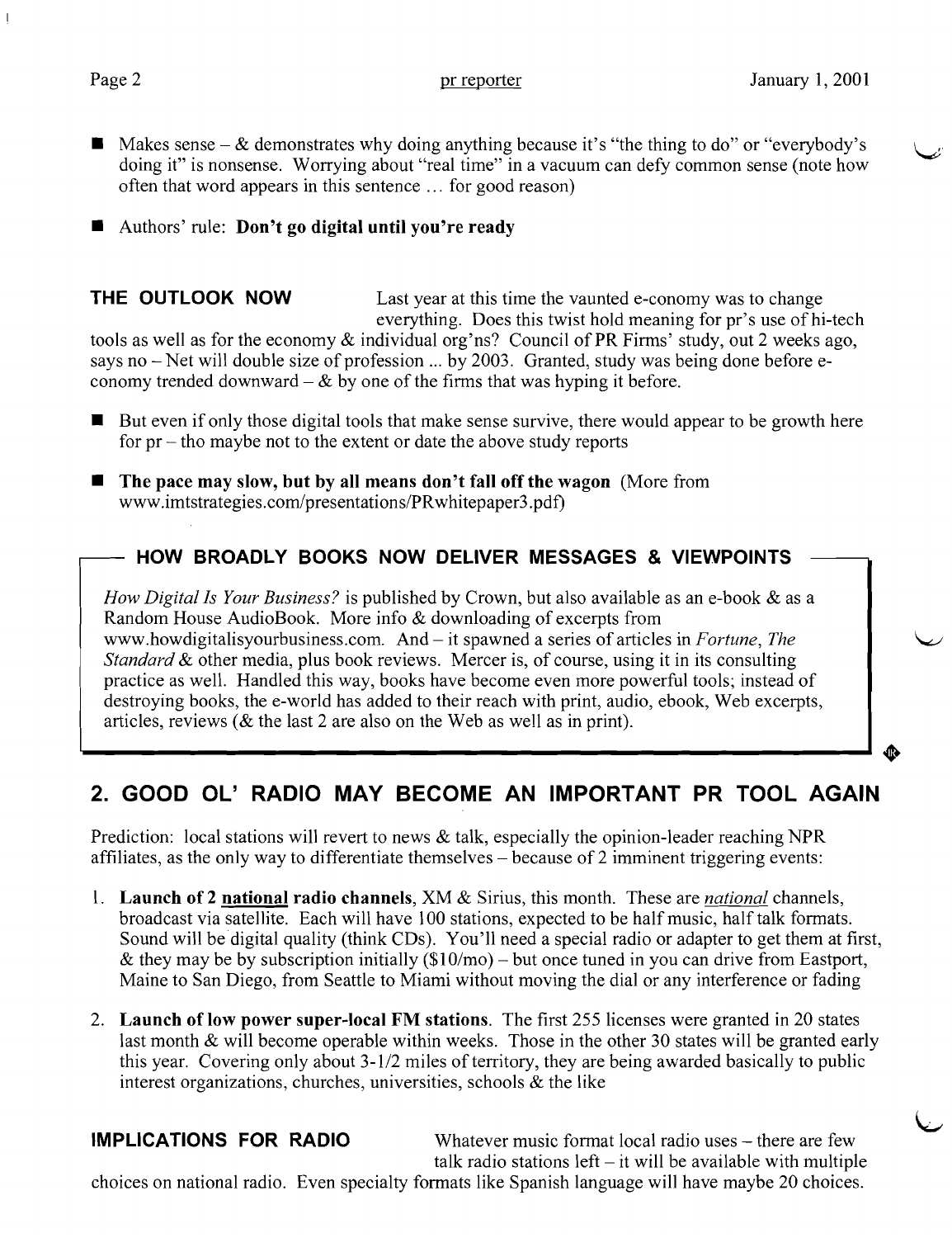- Makes sense – & demonstrates why doing anything because it's "the thing to do" or "everybody's doing it" is nonsense. Worrying about "real time" in a vacuum can defy common sense (note how often that word appears in this sentence ... for good reason)

- Authors' rule: **Don't go digital until you're ready**

**THE OUTLOOK NOW** Last year at this time the vaunted e-conomy was to change everything. Does this twist hold meaning for pr's use of hi-tech tools as well as for the economy & individual org'ns? Council of PR Firms' study, out 2 weeks ago, says no – Net will double size of profession ... by 2003. Granted, study was being done before e-conomy trended downward – & by one of the firms that was hyping it before.

- But even if only those digital tools that make sense survive, there would appear to be growth here for pr – tho maybe not to the extent or date the above study reports

- **The pace may slow, but by all means don't fall off the wagon** (More from www.imtstrategies.com/presentations/PRwhitepaper3.pdf)

### HOW BROADLY BOOKS NOW DELIVER MESSAGES & VIEWPOINTS

*How Digital Is Your Business?* is published by Crown, but also available as an e-book & as a Random House AudioBook. More info & downloading of excerpts from www.howdigitalisyourbusiness.com. And – it spawned a series of articles in *Fortune*, *The Standard* & other media, plus book reviews. Mercer is, of course, using it in its consulting practice as well. Handled this way, books have become even more powerful tools; instead of destroying books, the e-world has added to their reach with print, audio, ebook, Web excerpts, articles, reviews (& the last 2 are also on the Web as well as in print).

## 2. GOOD OL' RADIO MAY BECOME AN IMPORTANT PR TOOL AGAIN

Prediction: local stations will revert to news & talk, especially the opinion-leader reaching NPR affiliates, as the only way to differentiate themselves – because of 2 imminent triggering events:

1. **Launch of 2 national radio channels**, XM & Sirius, this month. These are *national* channels, broadcast via satellite. Each will have 100 stations, expected to be half music, half talk formats. Sound will be digital quality (think CDs). You'll need a special radio or adapter to get them at first, & they may be by subscription initially ($10/mo) – but once tuned in you can drive from Eastport, Maine to San Diego, from Seattle to Miami without moving the dial or any interference or fading

2. **Launch of low power super-local FM stations**. The first 255 licenses were granted in 20 states last month & will become operable within weeks. Those in the other 30 states will be granted early this year. Covering only about 3-1/2 miles of territory, they are being awarded basically to public interest organizations, churches, universities, schools & the like

**IMPLICATIONS FOR RADIO** Whatever music format local radio uses – there are few talk radio stations left – it will be available with multiple choices on national radio. Even specialty formats like Spanish language will have maybe 20 choices.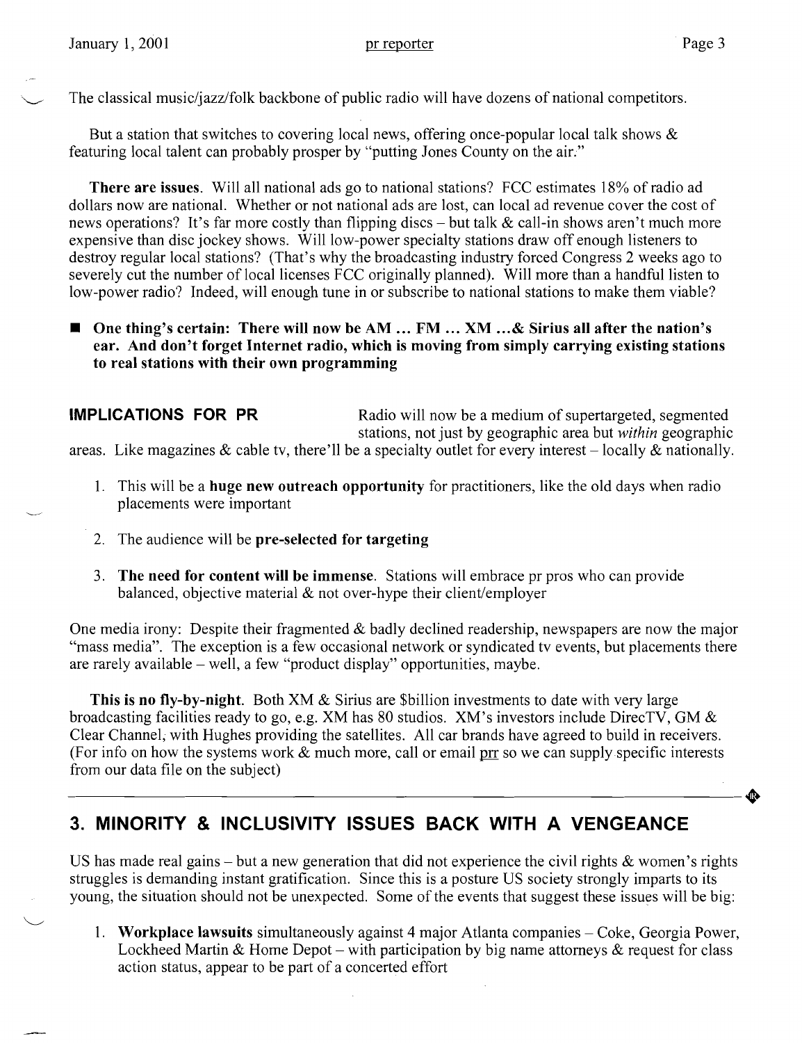The classical music/jazz/folk backbone of public radio will have dozens of national competitors.

But a station that switches to covering local news, offering once-popular local talk shows & featuring local talent can probably prosper by "putting Jones County on the air."

**There are issues**. Will all national ads go to national stations? FCC estimates 18% of radio ad dollars now are national. Whether or not national ads are lost, can local ad revenue cover the cost of news operations? It's far more costly than flipping discs – but talk & call-in shows aren't much more expensive than disc jockey shows. Will low-power specialty stations draw off enough listeners to destroy regular local stations? (That's why the broadcasting industry forced Congress 2 weeks ago to severely cut the number of local licenses FCC originally planned). Will more than a handful listen to low-power radio? Indeed, will enough tune in or subscribe to national stations to make them viable?

- **One thing's certain: There will now be AM ... FM ... XM ...& Sirius all after the nation's ear. And don't forget Internet radio, which is moving from simply carrying existing stations to real stations with their own programming**

**IMPLICATIONS FOR PR** Radio will now be a medium of supertargeted, segmented stations, not just by geographic area but *within* geographic areas. Like magazines & cable tv, there'll be a specialty outlet for every interest – locally & nationally.

1. This will be a **huge new outreach opportunity** for practitioners, like the old days when radio placements were important
2. The audience will be **pre-selected for targeting**
3. **The need for content will be immense**. Stations will embrace pr pros who can provide balanced, objective material & not over-hype their client/employer

One media irony: Despite their fragmented & badly declined readership, newspapers are now the major "mass media". The exception is a few occasional network or syndicated tv events, but placements there are rarely available – well, a few "product display" opportunities, maybe.

**This is no fly-by-night**. Both XM & Sirius are $billion investments to date with very large broadcasting facilities ready to go, e.g. XM has 80 studios. XM's investors include DirecTV, GM & Clear Channel, with Hughes providing the satellites. All car brands have agreed to build in receivers. (For info on how the systems work & much more, call or email prr so we can supply specific interests from our data file on the subject)

---

## 3. MINORITY & INCLUSIVITY ISSUES BACK WITH A VENGEANCE

US has made real gains – but a new generation that did not experience the civil rights & women's rights struggles is demanding instant gratification. Since this is a posture US society strongly imparts to its young, the situation should not be unexpected. Some of the events that suggest these issues will be big:

1. **Workplace lawsuits** simultaneously against 4 major Atlanta companies – Coke, Georgia Power, Lockheed Martin & Home Depot – with participation by big name attorneys & request for class action status, appear to be part of a concerted effort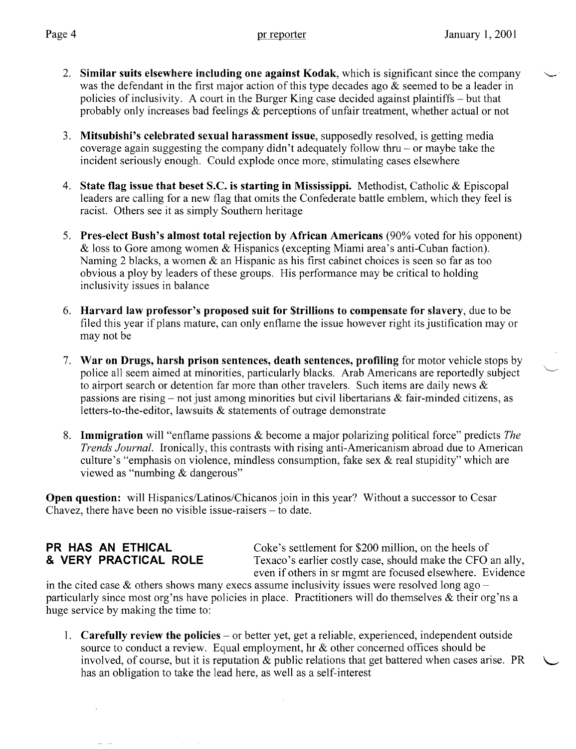2. **Similar suits elsewhere including one against Kodak**, which is significant since the company was the defendant in the first major action of this type decades ago & seemed to be a leader in policies of inclusivity. A court in the Burger King case decided against plaintiffs – but that probably only increases bad feelings & perceptions of unfair treatment, whether actual or not

3. **Mitsubishi's celebrated sexual harassment issue**, supposedly resolved, is getting media coverage again suggesting the company didn't adequately follow thru – or maybe take the incident seriously enough. Could explode once more, stimulating cases elsewhere

4. **State flag issue that beset S.C. is starting in Mississippi.** Methodist, Catholic & Episcopal leaders are calling for a new flag that omits the Confederate battle emblem, which they feel is racist. Others see it as simply Southern heritage

5. **Pres-elect Bush's almost total rejection by African Americans** (90% voted for his opponent) & loss to Gore among women & Hispanics (excepting Miami area's anti-Cuban faction). Naming 2 blacks, a women & an Hispanic as his first cabinet choices is seen so far as too obvious a ploy by leaders of these groups. His performance may be critical to holding inclusivity issues in balance

6. **Harvard law professor's proposed suit for $trillions to compensate for slavery**, due to be filed this year if plans mature, can only enflame the issue however right its justification may or may not be

7. **War on Drugs, harsh prison sentences, death sentences, profiling** for motor vehicle stops by police all seem aimed at minorities, particularly blacks. Arab Americans are reportedly subject to airport search or detention far more than other travelers. Such items are daily news & passions are rising – not just among minorities but civil libertarians & fair-minded citizens, as letters-to-the-editor, lawsuits & statements of outrage demonstrate

8. **Immigration** will "enflame passions & become a major polarizing political force" predicts *The Trends Journal*. Ironically, this contrasts with rising anti-Americanism abroad due to American culture's "emphasis on violence, mindless consumption, fake sex & real stupidity" which are viewed as "numbing & dangerous"

**Open question:** will Hispanics/Latinos/Chicanos join in this year? Without a successor to Cesar Chavez, there have been no visible issue-raisers – to date.

## PR HAS AN ETHICAL & VERY PRACTICAL ROLE

Coke's settlement for $200 million, on the heels of Texaco's earlier costly case, should make the CFO an ally, even if others in sr mgmt are focused elsewhere. Evidence in the cited case & others shows many execs assume inclusivity issues were resolved long ago – particularly since most org'ns have policies in place. Practitioners will do themselves & their org'ns a huge service by making the time to:

1. **Carefully review the policies** – or better yet, get a reliable, experienced, independent outside source to conduct a review. Equal employment, hr & other concerned offices should be involved, of course, but it is reputation & public relations that get battered when cases arise. PR has an obligation to take the lead here, as well as a self-interest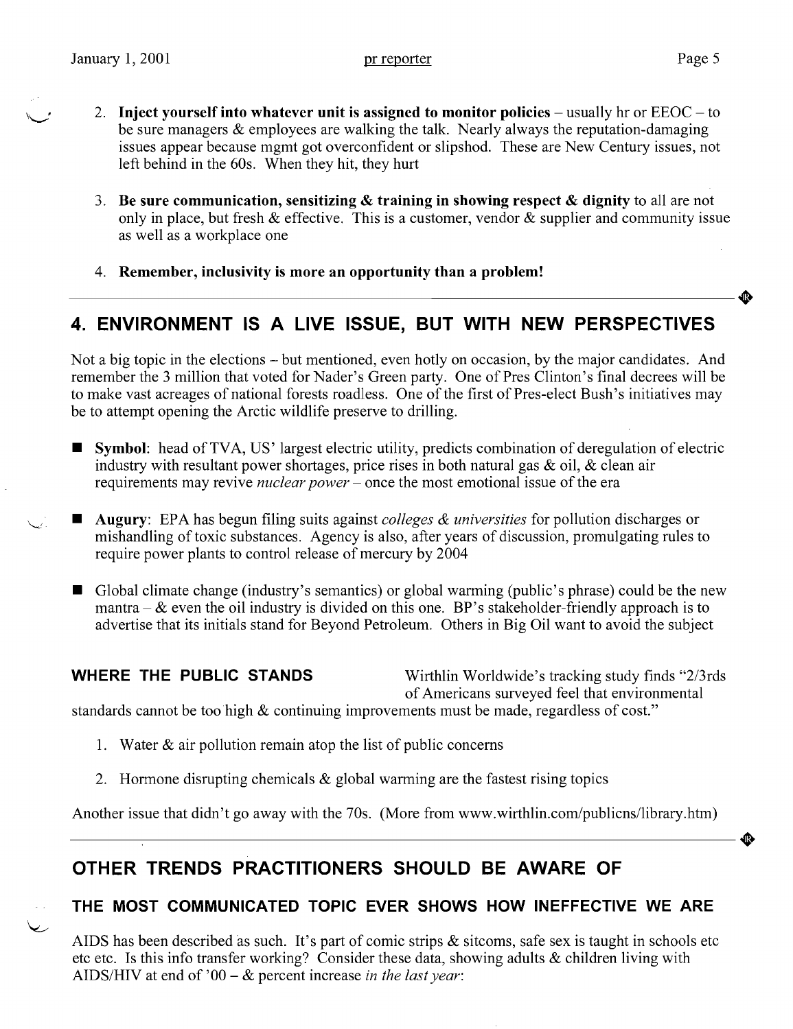2. **Inject yourself into whatever unit is assigned to monitor policies** – usually hr or EEOC – to be sure managers & employees are walking the talk. Nearly always the reputation-damaging issues appear because mgmt got overconfident or slipshod. These are New Century issues, not left behind in the 60s. When they hit, they hurt

3. **Be sure communication, sensitizing & training in showing respect & dignity** to all are not only in place, but fresh & effective. This is a customer, vendor & supplier and community issue as well as a workplace one

4. **Remember, inclusivity is more an opportunity than a problem!**

---

## 4. ENVIRONMENT IS A LIVE ISSUE, BUT WITH NEW PERSPECTIVES

Not a big topic in the elections – but mentioned, even hotly on occasion, by the major candidates. And remember the 3 million that voted for Nader's Green party. One of Pres Clinton's final decrees will be to make vast acreages of national forests roadless. One of the first of Pres-elect Bush's initiatives may be to attempt opening the Arctic wildlife preserve to drilling.

- **Symbol**: head of TVA, US' largest electric utility, predicts combination of deregulation of electric industry with resultant power shortages, price rises in both natural gas & oil, & clean air requirements may revive *nuclear power* – once the most emotional issue of the era

- **Augury**: EPA has begun filing suits against *colleges & universities* for pollution discharges or mishandling of toxic substances. Agency is also, after years of discussion, promulgating rules to require power plants to control release of mercury by 2004

- Global climate change (industry's semantics) or global warming (public's phrase) could be the new mantra – & even the oil industry is divided on this one. BP's stakeholder-friendly approach is to advertise that its initials stand for Beyond Petroleum. Others in Big Oil want to avoid the subject

**WHERE THE PUBLIC STANDS** Wirthlin Worldwide's tracking study finds "2/3rds of Americans surveyed feel that environmental standards cannot be too high & continuing improvements must be made, regardless of cost."

1. Water & air pollution remain atop the list of public concerns
2. Hormone disrupting chemicals & global warming are the fastest rising topics

Another issue that didn't go away with the 70s. (More from www.wirthlin.com/publicns/library.htm)

---

## OTHER TRENDS PRACTITIONERS SHOULD BE AWARE OF

### THE MOST COMMUNICATED TOPIC EVER SHOWS HOW INEFFECTIVE WE ARE

AIDS has been described as such. It's part of comic strips & sitcoms, safe sex is taught in schools etc etc etc. Is this info transfer working? Consider these data, showing adults & children living with AIDS/HIV at end of '00 – & percent increase *in the last year*: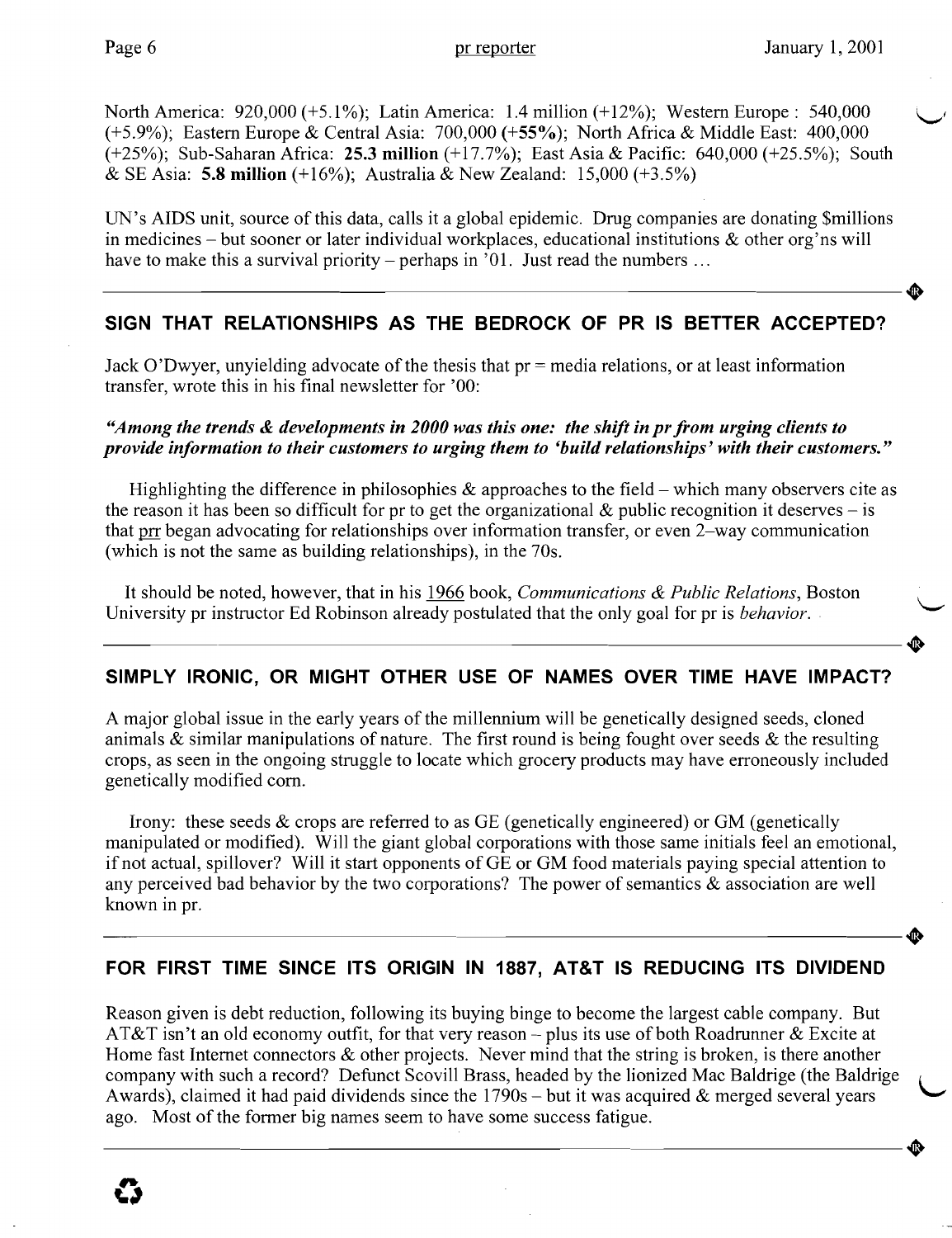North America: 920,000 (+5.1%); Latin America: 1.4 million (+12%); Western Europe : 540,000 (+5.9%); Eastern Europe & Central Asia: 700,000 **(+55%)**; North Africa & Middle East: 400,000 (+25%); Sub-Saharan Africa: **25.3 million** (+17.7%); East Asia & Pacific: 640,000 (+25.5%); South & SE Asia: **5.8 million** (+16%); Australia & New Zealand: 15,000 (+3.5%)

UN's AIDS unit, source of this data, calls it a global epidemic. Drug companies are donating $millions in medicines – but sooner or later individual workplaces, educational institutions & other org'ns will have to make this a survival priority – perhaps in '01. Just read the numbers …

---

## SIGN THAT RELATIONSHIPS AS THE BEDROCK OF PR IS BETTER ACCEPTED?

Jack O'Dwyer, unyielding advocate of the thesis that pr = media relations, or at least information transfer, wrote this in his final newsletter for '00:

***"Among the trends & developments in 2000 was this one: the shift in pr from urging clients to provide information to their customers to urging them to 'build relationships' with their customers."***

Highlighting the difference in philosophies & approaches to the field – which many observers cite as the reason it has been so difficult for pr to get the organizational & public recognition it deserves – is that prr began advocating for relationships over information transfer, or even 2–way communication (which is not the same as building relationships), in the 70s.

It should be noted, however, that in his 1966 book, *Communications & Public Relations*, Boston University pr instructor Ed Robinson already postulated that the only goal for pr is *behavior*.

---

## SIMPLY IRONIC, OR MIGHT OTHER USE OF NAMES OVER TIME HAVE IMPACT?

A major global issue in the early years of the millennium will be genetically designed seeds, cloned animals & similar manipulations of nature. The first round is being fought over seeds & the resulting crops, as seen in the ongoing struggle to locate which grocery products may have erroneously included genetically modified corn.

Irony: these seeds & crops are referred to as GE (genetically engineered) or GM (genetically manipulated or modified). Will the giant global corporations with those same initials feel an emotional, if not actual, spillover? Will it start opponents of GE or GM food materials paying special attention to any perceived bad behavior by the two corporations? The power of semantics & association are well known in pr.

---

## FOR FIRST TIME SINCE ITS ORIGIN IN 1887, AT&T IS REDUCING ITS DIVIDEND

Reason given is debt reduction, following its buying binge to become the largest cable company. But AT&T isn't an old economy outfit, for that very reason – plus its use of both Roadrunner & Excite at Home fast Internet connectors & other projects. Never mind that the string is broken, is there another company with such a record? Defunct Scovill Brass, headed by the lionized Mac Baldrige (the Baldrige Awards), claimed it had paid dividends since the 1790s – but it was acquired & merged several years ago. Most of the former big names seem to have some success fatigue.

---